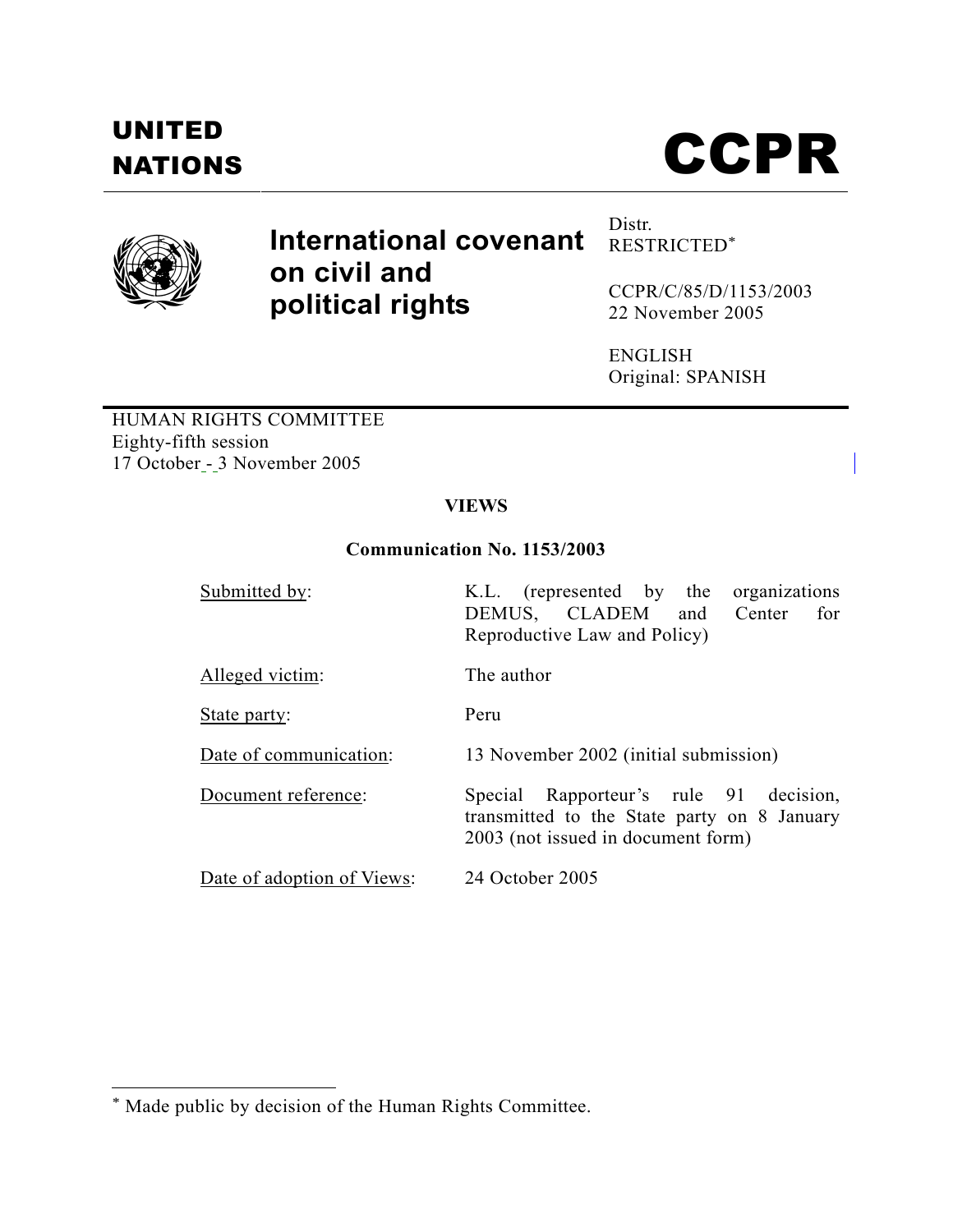UNITED NATIONS

# CCPR

**International covenant on civil and political rights**

Distr.
RESTRICTED*

CCPR/C/85/D/1153/2003
22 November 2005

ENGLISH
Original: SPANISH

HUMAN RIGHTS COMMITTEE
Eighty-fifth session
17 October - 3 November 2005

**VIEWS**

**Communication No. 1153/2003**

| | |
|---|---|
| Submitted by: | K.L. (represented by the organizations DEMUS, CLADEM and Center for Reproductive Law and Policy) |
| Alleged victim: | The author |
| State party: | Peru |
| Date of communication: | 13 November 2002 (initial submission) |
| Document reference: | Special Rapporteur's rule 91 decision, transmitted to the State party on 8 January 2003 (not issued in document form) |
| Date of adoption of Views: | 24 October 2005 |

* Made public by decision of the Human Rights Committee.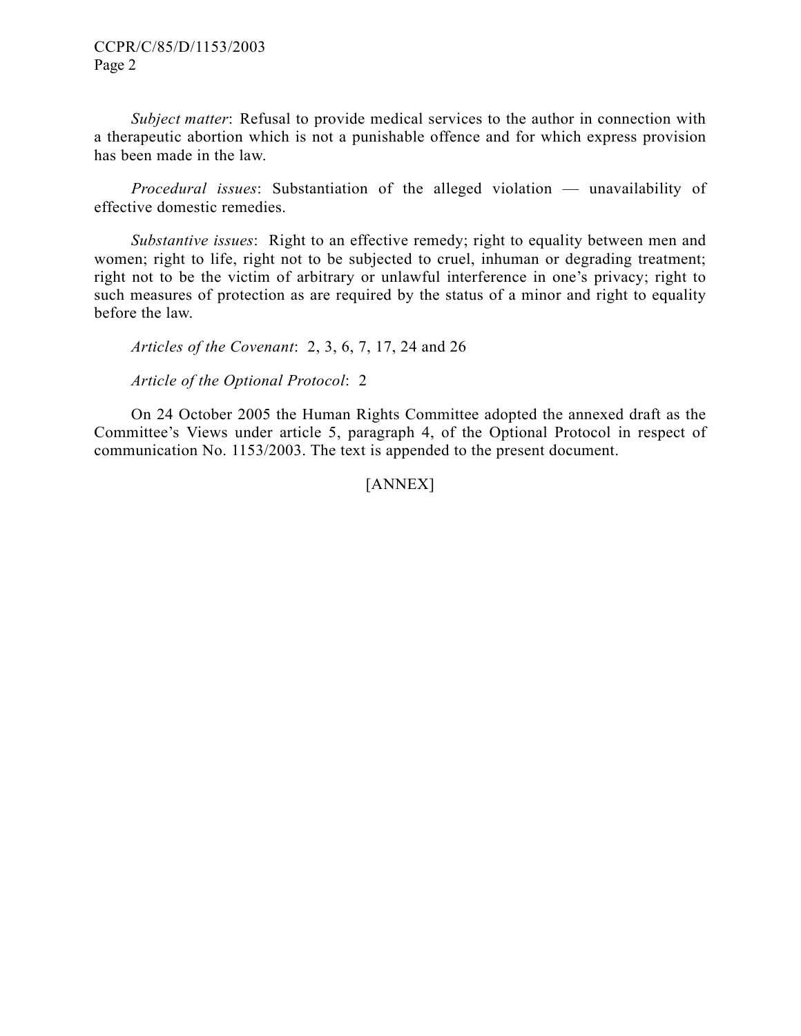*Subject matter*: Refusal to provide medical services to the author in connection with a therapeutic abortion which is not a punishable offence and for which express provision has been made in the law.

*Procedural issues*: Substantiation of the alleged violation — unavailability of effective domestic remedies.

*Substantive issues*: Right to an effective remedy; right to equality between men and women; right to life, right not to be subjected to cruel, inhuman or degrading treatment; right not to be the victim of arbitrary or unlawful interference in one's privacy; right to such measures of protection as are required by the status of a minor and right to equality before the law.

*Articles of the Covenant*: 2, 3, 6, 7, 17, 24 and 26

*Article of the Optional Protocol*: 2

On 24 October 2005 the Human Rights Committee adopted the annexed draft as the Committee's Views under article 5, paragraph 4, of the Optional Protocol in respect of communication No. 1153/2003. The text is appended to the present document.

[ANNEX]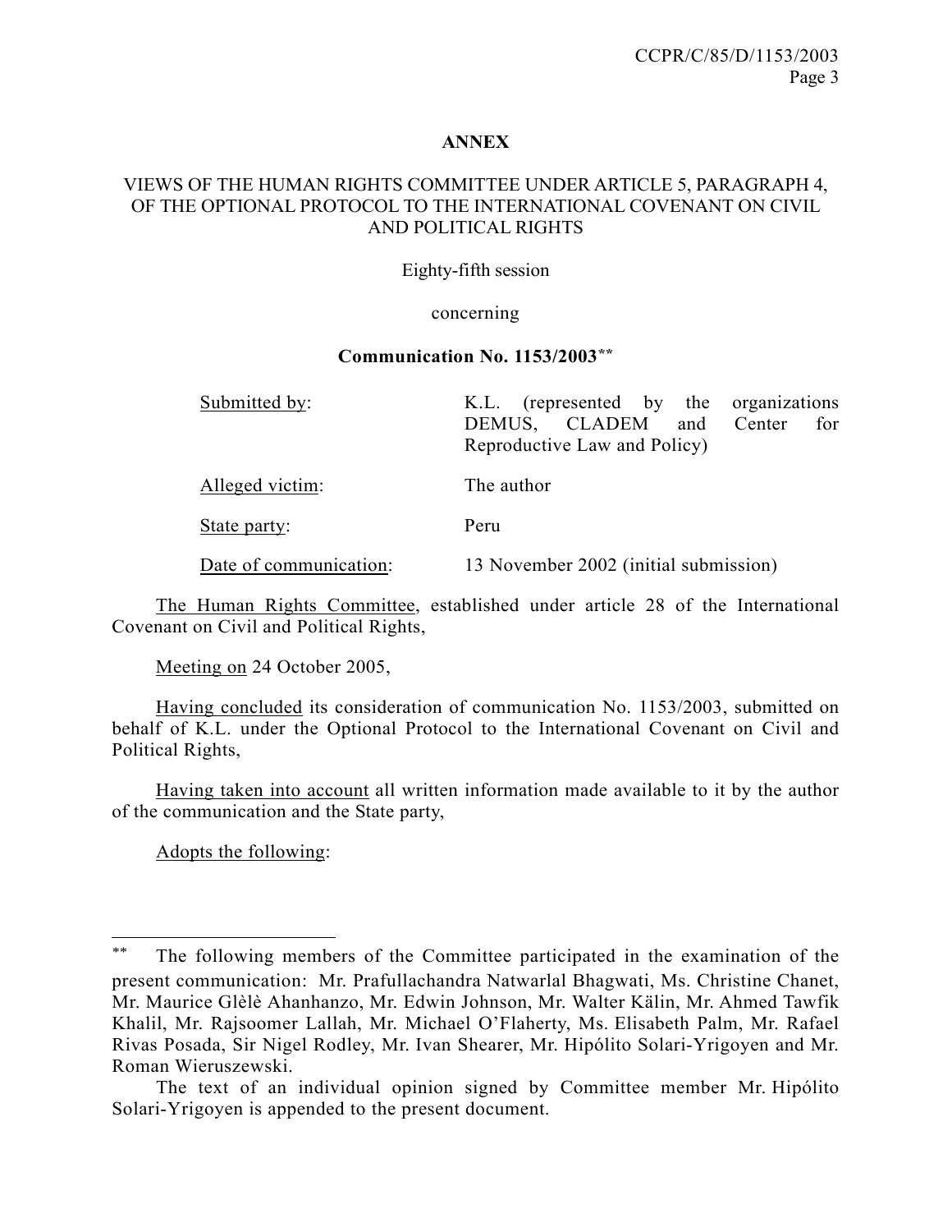**ANNEX**

VIEWS OF THE HUMAN RIGHTS COMMITTEE UNDER ARTICLE 5, PARAGRAPH 4, OF THE OPTIONAL PROTOCOL TO THE INTERNATIONAL COVENANT ON CIVIL AND POLITICAL RIGHTS

Eighty-fifth session

concerning

**Communication No. 1153/2003**[**]

| | |
|---|---|
| Submitted by: | K.L. (represented by the organizations DEMUS, CLADEM and Center for Reproductive Law and Policy) |
| Alleged victim: | The author |
| State party: | Peru |
| Date of communication: | 13 November 2002 (initial submission) |

The Human Rights Committee, established under article 28 of the International Covenant on Civil and Political Rights,

Meeting on 24 October 2005,

Having concluded its consideration of communication No. 1153/2003, submitted on behalf of K.L. under the Optional Protocol to the International Covenant on Civil and Political Rights,

Having taken into account all written information made available to it by the author of the communication and the State party,

Adopts the following:

---

[**] The following members of the Committee participated in the examination of the present communication: Mr. Prafullachandra Natwarlal Bhagwati, Ms. Christine Chanet, Mr. Maurice Glèlè Ahanhanzo, Mr. Edwin Johnson, Mr. Walter Kälin, Mr. Ahmed Tawfik Khalil, Mr. Rajsoomer Lallah, Mr. Michael O'Flaherty, Ms. Elisabeth Palm, Mr. Rafael Rivas Posada, Sir Nigel Rodley, Mr. Ivan Shearer, Mr. Hipólito Solari-Yrigoyen and Mr. Roman Wieruszewski.

The text of an individual opinion signed by Committee member Mr. Hipólito Solari-Yrigoyen is appended to the present document.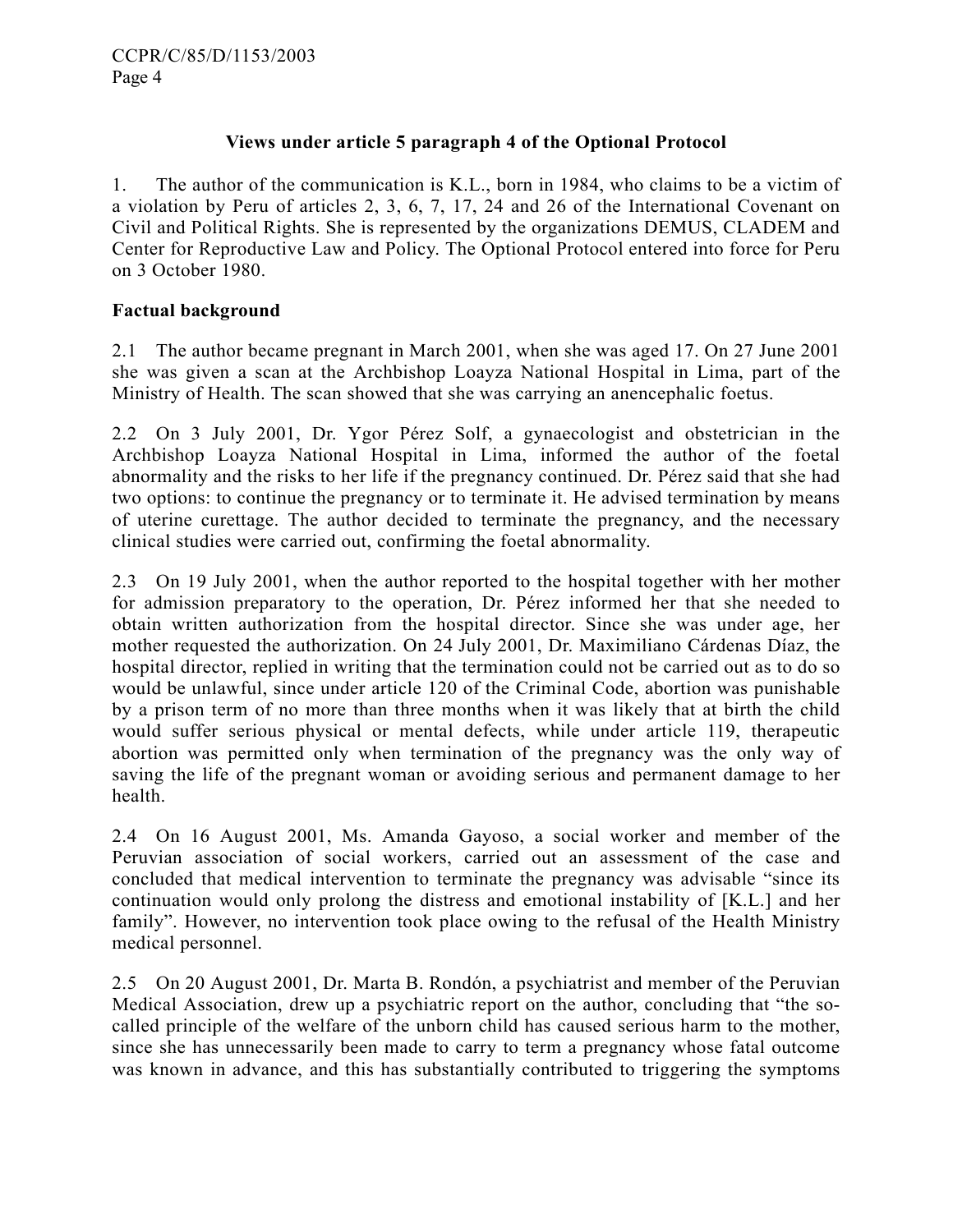**Views under article 5 paragraph 4 of the Optional Protocol**

1. The author of the communication is K.L., born in 1984, who claims to be a victim of a violation by Peru of articles 2, 3, 6, 7, 17, 24 and 26 of the International Covenant on Civil and Political Rights. She is represented by the organizations DEMUS, CLADEM and Center for Reproductive Law and Policy. The Optional Protocol entered into force for Peru on 3 October 1980.

**Factual background**

2.1 The author became pregnant in March 2001, when she was aged 17. On 27 June 2001 she was given a scan at the Archbishop Loayza National Hospital in Lima, part of the Ministry of Health. The scan showed that she was carrying an anencephalic foetus.

2.2 On 3 July 2001, Dr. Ygor Pérez Solf, a gynaecologist and obstetrician in the Archbishop Loayza National Hospital in Lima, informed the author of the foetal abnormality and the risks to her life if the pregnancy continued. Dr. Pérez said that she had two options: to continue the pregnancy or to terminate it. He advised termination by means of uterine curettage. The author decided to terminate the pregnancy, and the necessary clinical studies were carried out, confirming the foetal abnormality.

2.3 On 19 July 2001, when the author reported to the hospital together with her mother for admission preparatory to the operation, Dr. Pérez informed her that she needed to obtain written authorization from the hospital director. Since she was under age, her mother requested the authorization. On 24 July 2001, Dr. Maximiliano Cárdenas Díaz, the hospital director, replied in writing that the termination could not be carried out as to do so would be unlawful, since under article 120 of the Criminal Code, abortion was punishable by a prison term of no more than three months when it was likely that at birth the child would suffer serious physical or mental defects, while under article 119, therapeutic abortion was permitted only when termination of the pregnancy was the only way of saving the life of the pregnant woman or avoiding serious and permanent damage to her health.

2.4 On 16 August 2001, Ms. Amanda Gayoso, a social worker and member of the Peruvian association of social workers, carried out an assessment of the case and concluded that medical intervention to terminate the pregnancy was advisable "since its continuation would only prolong the distress and emotional instability of [K.L.] and her family". However, no intervention took place owing to the refusal of the Health Ministry medical personnel.

2.5 On 20 August 2001, Dr. Marta B. Rondón, a psychiatrist and member of the Peruvian Medical Association, drew up a psychiatric report on the author, concluding that "the so-called principle of the welfare of the unborn child has caused serious harm to the mother, since she has unnecessarily been made to carry to term a pregnancy whose fatal outcome was known in advance, and this has substantially contributed to triggering the symptoms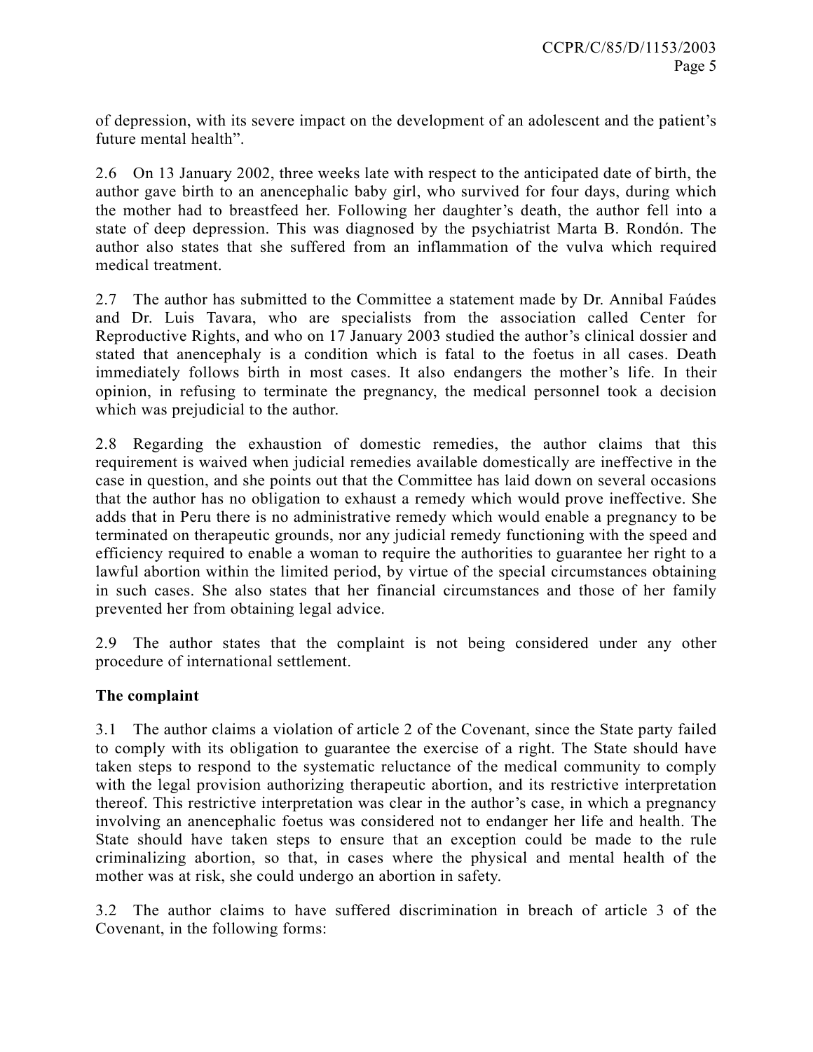of depression, with its severe impact on the development of an adolescent and the patient's future mental health".

2.6 On 13 January 2002, three weeks late with respect to the anticipated date of birth, the author gave birth to an anencephalic baby girl, who survived for four days, during which the mother had to breastfeed her. Following her daughter's death, the author fell into a state of deep depression. This was diagnosed by the psychiatrist Marta B. Rondón. The author also states that she suffered from an inflammation of the vulva which required medical treatment.

2.7 The author has submitted to the Committee a statement made by Dr. Annibal Faúdes and Dr. Luis Tavara, who are specialists from the association called Center for Reproductive Rights, and who on 17 January 2003 studied the author's clinical dossier and stated that anencephaly is a condition which is fatal to the foetus in all cases. Death immediately follows birth in most cases. It also endangers the mother's life. In their opinion, in refusing to terminate the pregnancy, the medical personnel took a decision which was prejudicial to the author.

2.8 Regarding the exhaustion of domestic remedies, the author claims that this requirement is waived when judicial remedies available domestically are ineffective in the case in question, and she points out that the Committee has laid down on several occasions that the author has no obligation to exhaust a remedy which would prove ineffective. She adds that in Peru there is no administrative remedy which would enable a pregnancy to be terminated on therapeutic grounds, nor any judicial remedy functioning with the speed and efficiency required to enable a woman to require the authorities to guarantee her right to a lawful abortion within the limited period, by virtue of the special circumstances obtaining in such cases. She also states that her financial circumstances and those of her family prevented her from obtaining legal advice.

2.9 The author states that the complaint is not being considered under any other procedure of international settlement.

**The complaint**

3.1 The author claims a violation of article 2 of the Covenant, since the State party failed to comply with its obligation to guarantee the exercise of a right. The State should have taken steps to respond to the systematic reluctance of the medical community to comply with the legal provision authorizing therapeutic abortion, and its restrictive interpretation thereof. This restrictive interpretation was clear in the author's case, in which a pregnancy involving an anencephalic foetus was considered not to endanger her life and health. The State should have taken steps to ensure that an exception could be made to the rule criminalizing abortion, so that, in cases where the physical and mental health of the mother was at risk, she could undergo an abortion in safety.

3.2 The author claims to have suffered discrimination in breach of article 3 of the Covenant, in the following forms: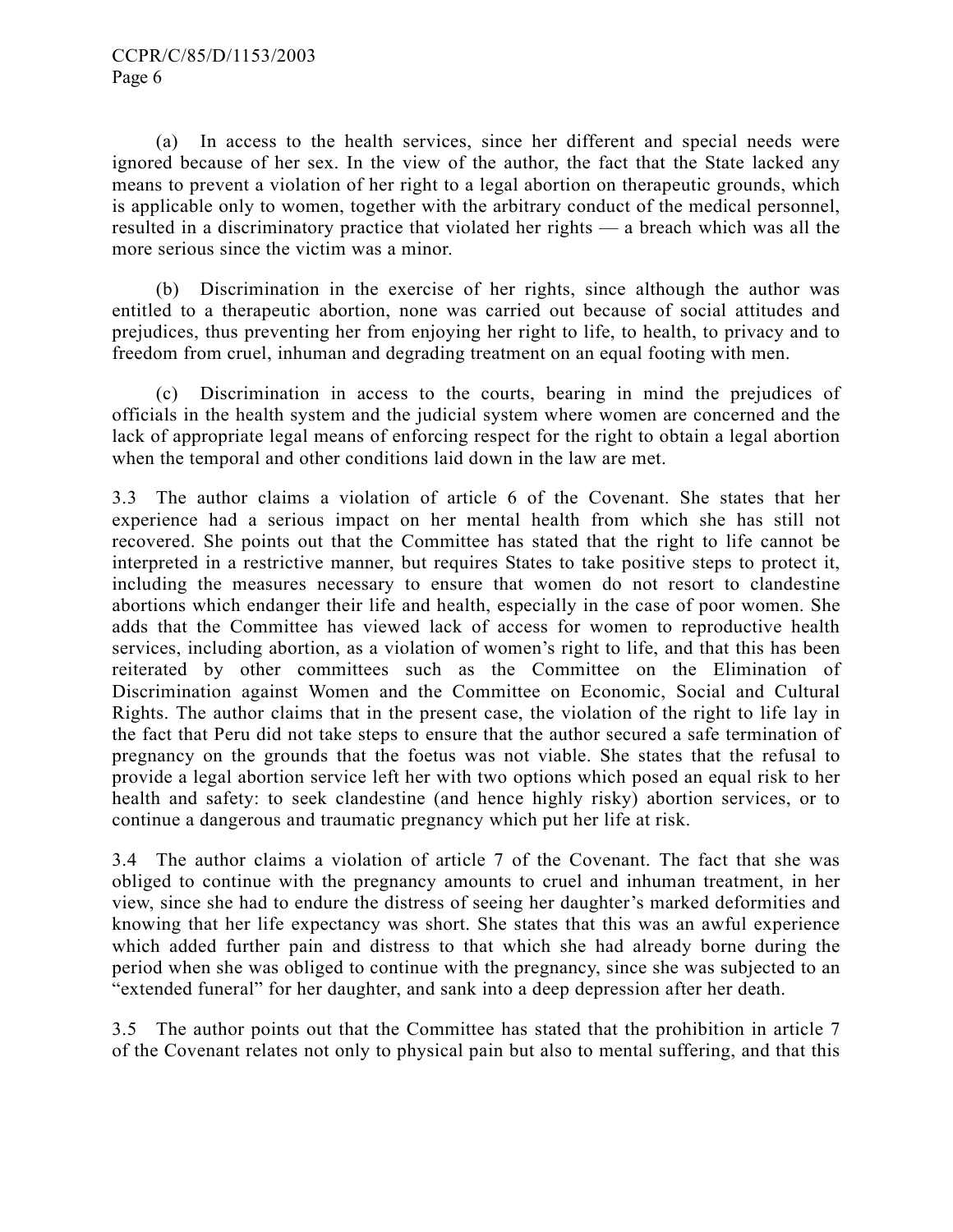(a) In access to the health services, since her different and special needs were ignored because of her sex. In the view of the author, the fact that the State lacked any means to prevent a violation of her right to a legal abortion on therapeutic grounds, which is applicable only to women, together with the arbitrary conduct of the medical personnel, resulted in a discriminatory practice that violated her rights — a breach which was all the more serious since the victim was a minor.

(b) Discrimination in the exercise of her rights, since although the author was entitled to a therapeutic abortion, none was carried out because of social attitudes and prejudices, thus preventing her from enjoying her right to life, to health, to privacy and to freedom from cruel, inhuman and degrading treatment on an equal footing with men.

(c) Discrimination in access to the courts, bearing in mind the prejudices of officials in the health system and the judicial system where women are concerned and the lack of appropriate legal means of enforcing respect for the right to obtain a legal abortion when the temporal and other conditions laid down in the law are met.

3.3 The author claims a violation of article 6 of the Covenant. She states that her experience had a serious impact on her mental health from which she has still not recovered. She points out that the Committee has stated that the right to life cannot be interpreted in a restrictive manner, but requires States to take positive steps to protect it, including the measures necessary to ensure that women do not resort to clandestine abortions which endanger their life and health, especially in the case of poor women. She adds that the Committee has viewed lack of access for women to reproductive health services, including abortion, as a violation of women's right to life, and that this has been reiterated by other committees such as the Committee on the Elimination of Discrimination against Women and the Committee on Economic, Social and Cultural Rights. The author claims that in the present case, the violation of the right to life lay in the fact that Peru did not take steps to ensure that the author secured a safe termination of pregnancy on the grounds that the foetus was not viable. She states that the refusal to provide a legal abortion service left her with two options which posed an equal risk to her health and safety: to seek clandestine (and hence highly risky) abortion services, or to continue a dangerous and traumatic pregnancy which put her life at risk.

3.4 The author claims a violation of article 7 of the Covenant. The fact that she was obliged to continue with the pregnancy amounts to cruel and inhuman treatment, in her view, since she had to endure the distress of seeing her daughter's marked deformities and knowing that her life expectancy was short. She states that this was an awful experience which added further pain and distress to that which she had already borne during the period when she was obliged to continue with the pregnancy, since she was subjected to an "extended funeral" for her daughter, and sank into a deep depression after her death.

3.5 The author points out that the Committee has stated that the prohibition in article 7 of the Covenant relates not only to physical pain but also to mental suffering, and that this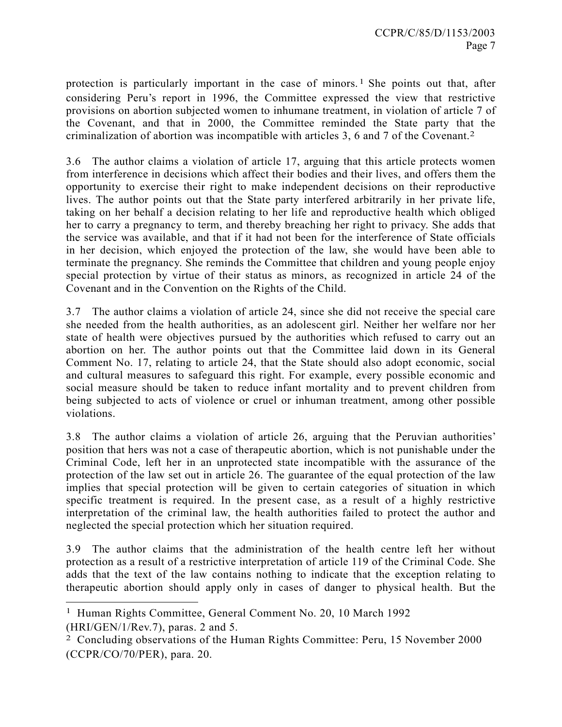protection is particularly important in the case of minors.[1] She points out that, after considering Peru's report in 1996, the Committee expressed the view that restrictive provisions on abortion subjected women to inhumane treatment, in violation of article 7 of the Covenant, and that in 2000, the Committee reminded the State party that the criminalization of abortion was incompatible with articles 3, 6 and 7 of the Covenant.[2]

3.6 The author claims a violation of article 17, arguing that this article protects women from interference in decisions which affect their bodies and their lives, and offers them the opportunity to exercise their right to make independent decisions on their reproductive lives. The author points out that the State party interfered arbitrarily in her private life, taking on her behalf a decision relating to her life and reproductive health which obliged her to carry a pregnancy to term, and thereby breaching her right to privacy. She adds that the service was available, and that if it had not been for the interference of State officials in her decision, which enjoyed the protection of the law, she would have been able to terminate the pregnancy. She reminds the Committee that children and young people enjoy special protection by virtue of their status as minors, as recognized in article 24 of the Covenant and in the Convention on the Rights of the Child.

3.7 The author claims a violation of article 24, since she did not receive the special care she needed from the health authorities, as an adolescent girl. Neither her welfare nor her state of health were objectives pursued by the authorities which refused to carry out an abortion on her. The author points out that the Committee laid down in its General Comment No. 17, relating to article 24, that the State should also adopt economic, social and cultural measures to safeguard this right. For example, every possible economic and social measure should be taken to reduce infant mortality and to prevent children from being subjected to acts of violence or cruel or inhuman treatment, among other possible violations.

3.8 The author claims a violation of article 26, arguing that the Peruvian authorities' position that hers was not a case of therapeutic abortion, which is not punishable under the Criminal Code, left her in an unprotected state incompatible with the assurance of the protection of the law set out in article 26. The guarantee of the equal protection of the law implies that special protection will be given to certain categories of situation in which specific treatment is required. In the present case, as a result of a highly restrictive interpretation of the criminal law, the health authorities failed to protect the author and neglected the special protection which her situation required.

3.9 The author claims that the administration of the health centre left her without protection as a result of a restrictive interpretation of article 119 of the Criminal Code. She adds that the text of the law contains nothing to indicate that the exception relating to therapeutic abortion should apply only in cases of danger to physical health. But the

---

[1] Human Rights Committee, General Comment No. 20, 10 March 1992 (HRI/GEN/1/Rev.7), paras. 2 and 5.

[2] Concluding observations of the Human Rights Committee: Peru, 15 November 2000 (CCPR/CO/70/PER), para. 20.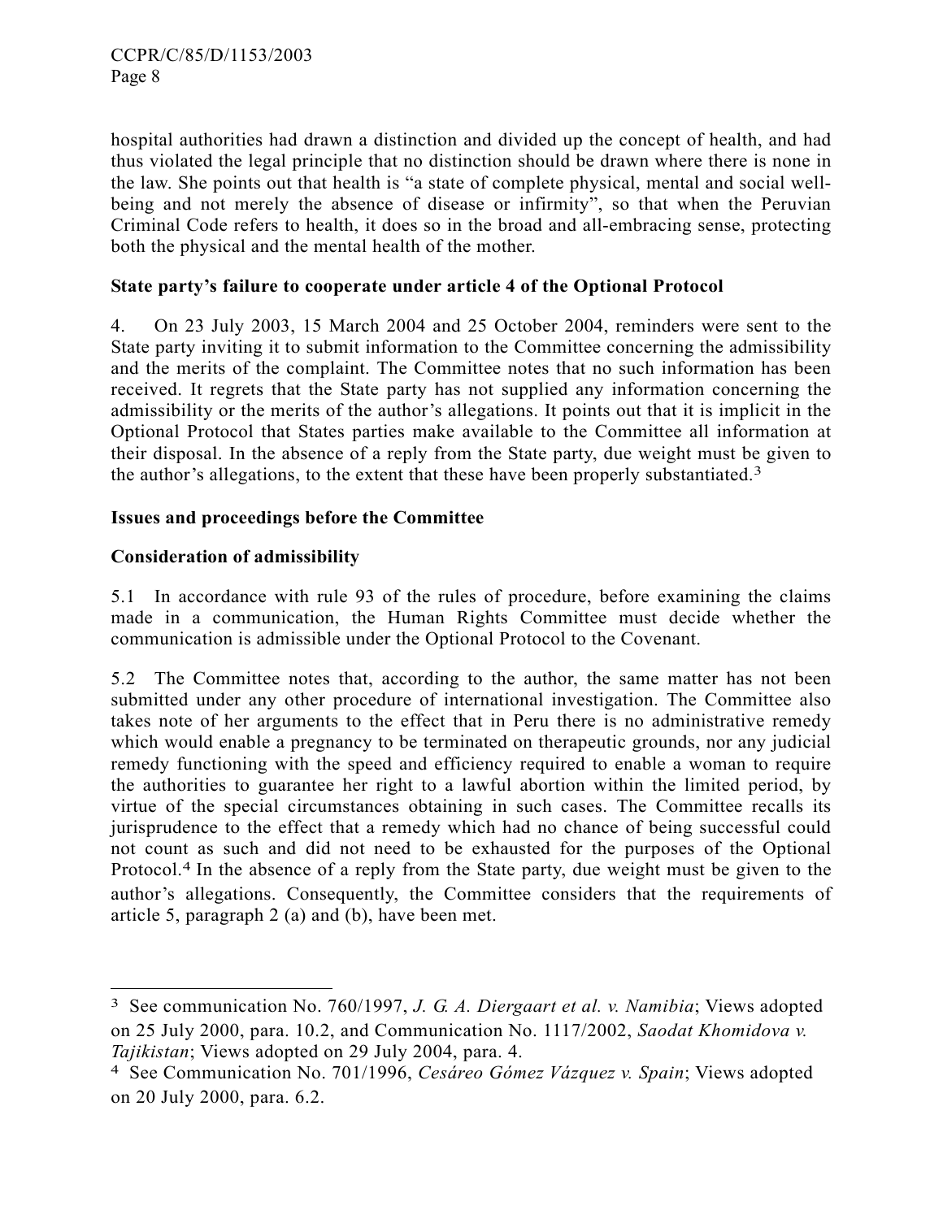hospital authorities had drawn a distinction and divided up the concept of health, and had thus violated the legal principle that no distinction should be drawn where there is none in the law. She points out that health is "a state of complete physical, mental and social well-being and not merely the absence of disease or infirmity", so that when the Peruvian Criminal Code refers to health, it does so in the broad and all-embracing sense, protecting both the physical and the mental health of the mother.

**State party's failure to cooperate under article 4 of the Optional Protocol**

4. On 23 July 2003, 15 March 2004 and 25 October 2004, reminders were sent to the State party inviting it to submit information to the Committee concerning the admissibility and the merits of the complaint. The Committee notes that no such information has been received. It regrets that the State party has not supplied any information concerning the admissibility or the merits of the author's allegations. It points out that it is implicit in the Optional Protocol that States parties make available to the Committee all information at their disposal. In the absence of a reply from the State party, due weight must be given to the author's allegations, to the extent that these have been properly substantiated.[3]

**Issues and proceedings before the Committee**

**Consideration of admissibility**

5.1 In accordance with rule 93 of the rules of procedure, before examining the claims made in a communication, the Human Rights Committee must decide whether the communication is admissible under the Optional Protocol to the Covenant.

5.2 The Committee notes that, according to the author, the same matter has not been submitted under any other procedure of international investigation. The Committee also takes note of her arguments to the effect that in Peru there is no administrative remedy which would enable a pregnancy to be terminated on therapeutic grounds, nor any judicial remedy functioning with the speed and efficiency required to enable a woman to require the authorities to guarantee her right to a lawful abortion within the limited period, by virtue of the special circumstances obtaining in such cases. The Committee recalls its jurisprudence to the effect that a remedy which had no chance of being successful could not count as such and did not need to be exhausted for the purposes of the Optional Protocol.[4] In the absence of a reply from the State party, due weight must be given to the author's allegations. Consequently, the Committee considers that the requirements of article 5, paragraph 2 (a) and (b), have been met.

---

[3] See communication No. 760/1997, *J. G. A. Diergaart et al. v. Namibia*; Views adopted on 25 July 2000, para. 10.2, and Communication No. 1117/2002, *Saodat Khomidova v. Tajikistan*; Views adopted on 29 July 2004, para. 4.

[4] See Communication No. 701/1996, *Cesáreo Gómez Vázquez v. Spain*; Views adopted on 20 July 2000, para. 6.2.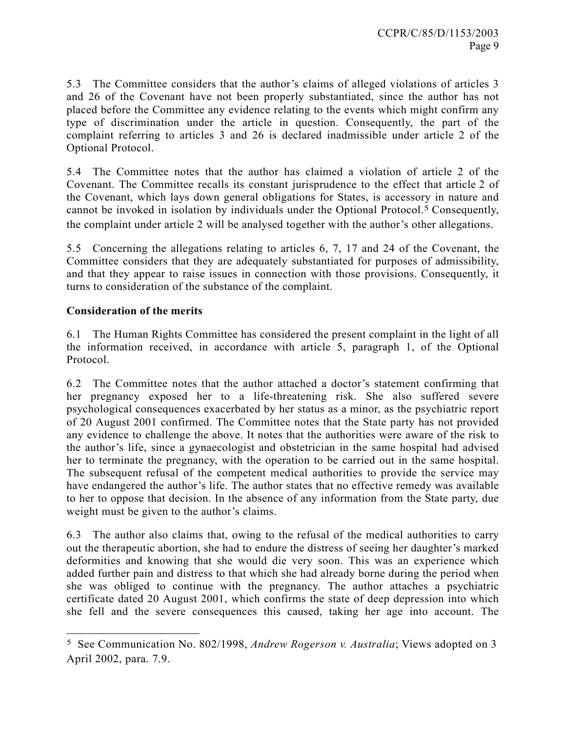5.3 The Committee considers that the author's claims of alleged violations of articles 3 and 26 of the Covenant have not been properly substantiated, since the author has not placed before the Committee any evidence relating to the events which might confirm any type of discrimination under the article in question. Consequently, the part of the complaint referring to articles 3 and 26 is declared inadmissible under article 2 of the Optional Protocol.

5.4 The Committee notes that the author has claimed a violation of article 2 of the Covenant. The Committee recalls its constant jurisprudence to the effect that article 2 of the Covenant, which lays down general obligations for States, is accessory in nature and cannot be invoked in isolation by individuals under the Optional Protocol.[5] Consequently, the complaint under article 2 will be analysed together with the author's other allegations.

5.5 Concerning the allegations relating to articles 6, 7, 17 and 24 of the Covenant, the Committee considers that they are adequately substantiated for purposes of admissibility, and that they appear to raise issues in connection with those provisions. Consequently, it turns to consideration of the substance of the complaint.

**Consideration of the merits**

6.1 The Human Rights Committee has considered the present complaint in the light of all the information received, in accordance with article 5, paragraph 1, of the Optional Protocol.

6.2 The Committee notes that the author attached a doctor's statement confirming that her pregnancy exposed her to a life-threatening risk. She also suffered severe psychological consequences exacerbated by her status as a minor, as the psychiatric report of 20 August 2001 confirmed. The Committee notes that the State party has not provided any evidence to challenge the above. It notes that the authorities were aware of the risk to the author's life, since a gynaecologist and obstetrician in the same hospital had advised her to terminate the pregnancy, with the operation to be carried out in the same hospital. The subsequent refusal of the competent medical authorities to provide the service may have endangered the author's life. The author states that no effective remedy was available to her to oppose that decision. In the absence of any information from the State party, due weight must be given to the author's claims.

6.3 The author also claims that, owing to the refusal of the medical authorities to carry out the therapeutic abortion, she had to endure the distress of seeing her daughter's marked deformities and knowing that she would die very soon. This was an experience which added further pain and distress to that which she had already borne during the period when she was obliged to continue with the pregnancy. The author attaches a psychiatric certificate dated 20 August 2001, which confirms the state of deep depression into which she fell and the severe consequences this caused, taking her age into account. The

---

[5] See Communication No. 802/1998, *Andrew Rogerson v. Australia*; Views adopted on 3 April 2002, para. 7.9.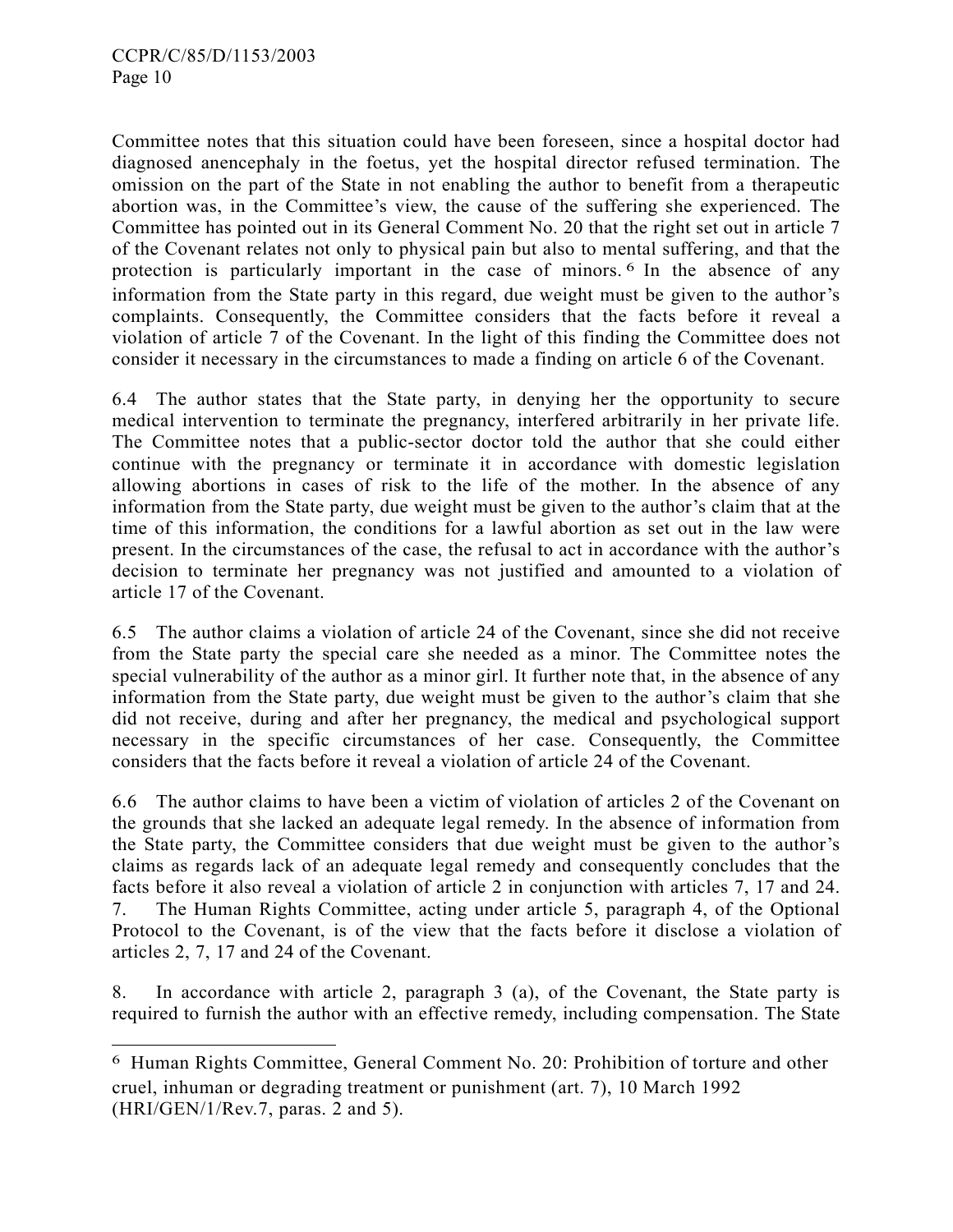Committee notes that this situation could have been foreseen, since a hospital doctor had diagnosed anencephaly in the foetus, yet the hospital director refused termination. The omission on the part of the State in not enabling the author to benefit from a therapeutic abortion was, in the Committee's view, the cause of the suffering she experienced. The Committee has pointed out in its General Comment No. 20 that the right set out in article 7 of the Covenant relates not only to physical pain but also to mental suffering, and that the protection is particularly important in the case of minors.[6] In the absence of any information from the State party in this regard, due weight must be given to the author's complaints. Consequently, the Committee considers that the facts before it reveal a violation of article 7 of the Covenant. In the light of this finding the Committee does not consider it necessary in the circumstances to made a finding on article 6 of the Covenant.

6.4 The author states that the State party, in denying her the opportunity to secure medical intervention to terminate the pregnancy, interfered arbitrarily in her private life. The Committee notes that a public-sector doctor told the author that she could either continue with the pregnancy or terminate it in accordance with domestic legislation allowing abortions in cases of risk to the life of the mother. In the absence of any information from the State party, due weight must be given to the author's claim that at the time of this information, the conditions for a lawful abortion as set out in the law were present. In the circumstances of the case, the refusal to act in accordance with the author's decision to terminate her pregnancy was not justified and amounted to a violation of article 17 of the Covenant.

6.5 The author claims a violation of article 24 of the Covenant, since she did not receive from the State party the special care she needed as a minor. The Committee notes the special vulnerability of the author as a minor girl. It further note that, in the absence of any information from the State party, due weight must be given to the author's claim that she did not receive, during and after her pregnancy, the medical and psychological support necessary in the specific circumstances of her case. Consequently, the Committee considers that the facts before it reveal a violation of article 24 of the Covenant.

6.6 The author claims to have been a victim of violation of articles 2 of the Covenant on the grounds that she lacked an adequate legal remedy. In the absence of information from the State party, the Committee considers that due weight must be given to the author's claims as regards lack of an adequate legal remedy and consequently concludes that the facts before it also reveal a violation of article 2 in conjunction with articles 7, 17 and 24.

7. The Human Rights Committee, acting under article 5, paragraph 4, of the Optional Protocol to the Covenant, is of the view that the facts before it disclose a violation of articles 2, 7, 17 and 24 of the Covenant.

8. In accordance with article 2, paragraph 3 (a), of the Covenant, the State party is required to furnish the author with an effective remedy, including compensation. The State

---

[6] Human Rights Committee, General Comment No. 20: Prohibition of torture and other cruel, inhuman or degrading treatment or punishment (art. 7), 10 March 1992 (HRI/GEN/1/Rev.7, paras. 2 and 5).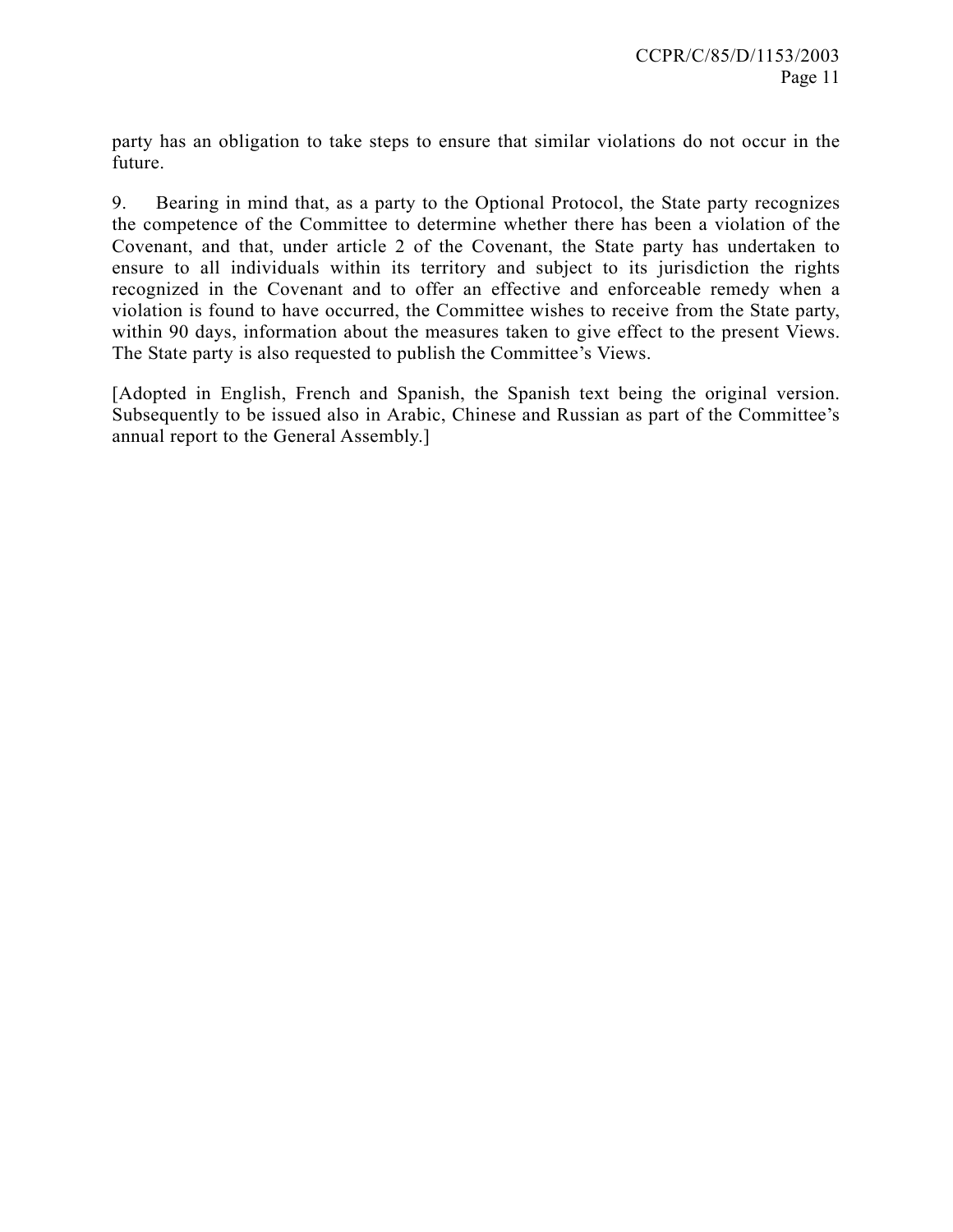party has an obligation to take steps to ensure that similar violations do not occur in the future.

9. Bearing in mind that, as a party to the Optional Protocol, the State party recognizes the competence of the Committee to determine whether there has been a violation of the Covenant, and that, under article 2 of the Covenant, the State party has undertaken to ensure to all individuals within its territory and subject to its jurisdiction the rights recognized in the Covenant and to offer an effective and enforceable remedy when a violation is found to have occurred, the Committee wishes to receive from the State party, within 90 days, information about the measures taken to give effect to the present Views. The State party is also requested to publish the Committee's Views.

[Adopted in English, French and Spanish, the Spanish text being the original version. Subsequently to be issued also in Arabic, Chinese and Russian as part of the Committee's annual report to the General Assembly.]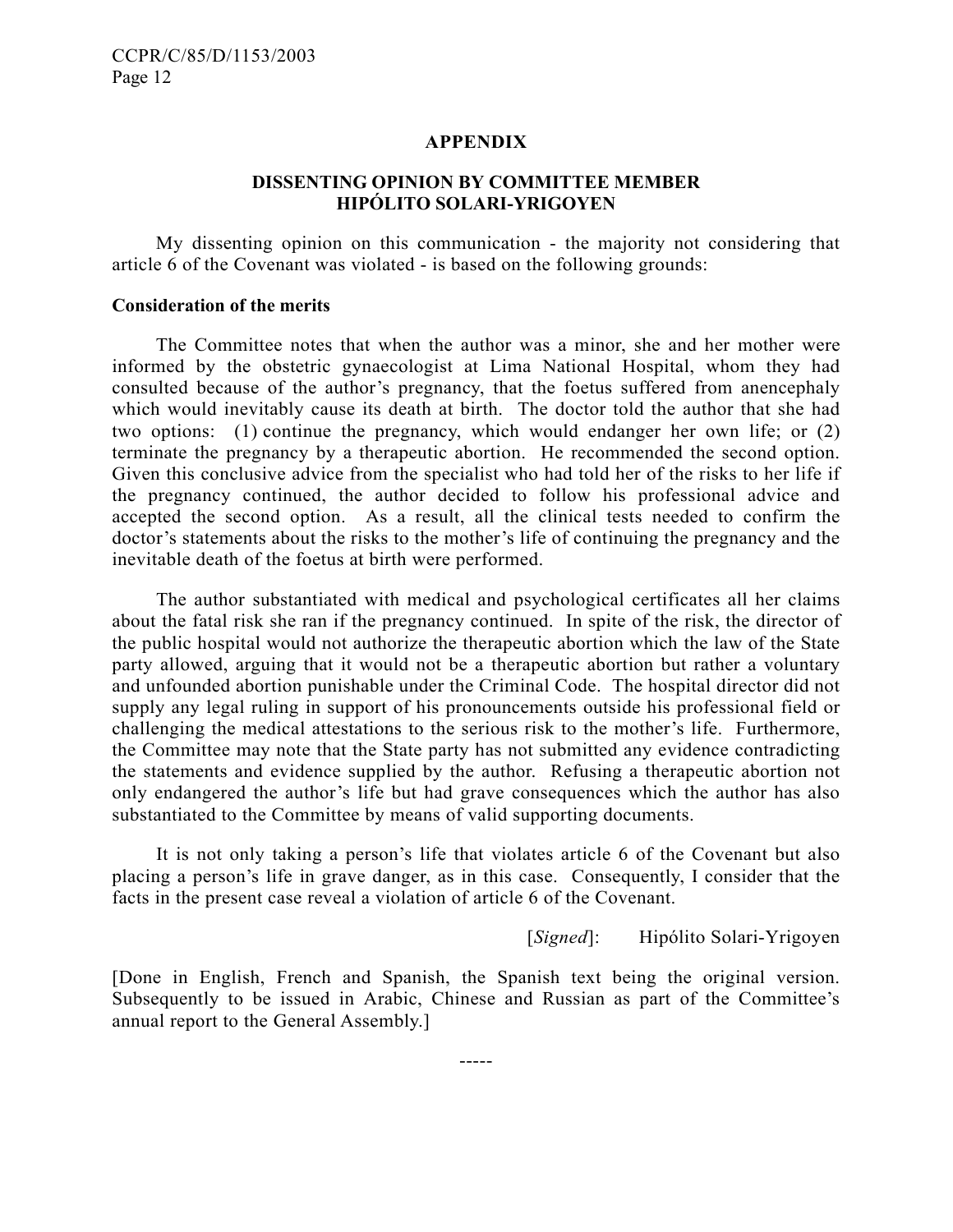## APPENDIX

### DISSENTING OPINION BY COMMITTEE MEMBER HIPÓLITO SOLARI-YRIGOYEN

My dissenting opinion on this communication - the majority not considering that article 6 of the Covenant was violated - is based on the following grounds:

**Consideration of the merits**

The Committee notes that when the author was a minor, she and her mother were informed by the obstetric gynaecologist at Lima National Hospital, whom they had consulted because of the author's pregnancy, that the foetus suffered from anencephaly which would inevitably cause its death at birth. The doctor told the author that she had two options: (1) continue the pregnancy, which would endanger her own life; or (2) terminate the pregnancy by a therapeutic abortion. He recommended the second option. Given this conclusive advice from the specialist who had told her of the risks to her life if the pregnancy continued, the author decided to follow his professional advice and accepted the second option. As a result, all the clinical tests needed to confirm the doctor's statements about the risks to the mother's life of continuing the pregnancy and the inevitable death of the foetus at birth were performed.

The author substantiated with medical and psychological certificates all her claims about the fatal risk she ran if the pregnancy continued. In spite of the risk, the director of the public hospital would not authorize the therapeutic abortion which the law of the State party allowed, arguing that it would not be a therapeutic abortion but rather a voluntary and unfounded abortion punishable under the Criminal Code. The hospital director did not supply any legal ruling in support of his pronouncements outside his professional field or challenging the medical attestations to the serious risk to the mother's life. Furthermore, the Committee may note that the State party has not submitted any evidence contradicting the statements and evidence supplied by the author. Refusing a therapeutic abortion not only endangered the author's life but had grave consequences which the author has also substantiated to the Committee by means of valid supporting documents.

It is not only taking a person's life that violates article 6 of the Covenant but also placing a person's life in grave danger, as in this case. Consequently, I consider that the facts in the present case reveal a violation of article 6 of the Covenant.

[*Signed*]: Hipólito Solari-Yrigoyen

[Done in English, French and Spanish, the Spanish text being the original version. Subsequently to be issued in Arabic, Chinese and Russian as part of the Committee's annual report to the General Assembly.]

-----